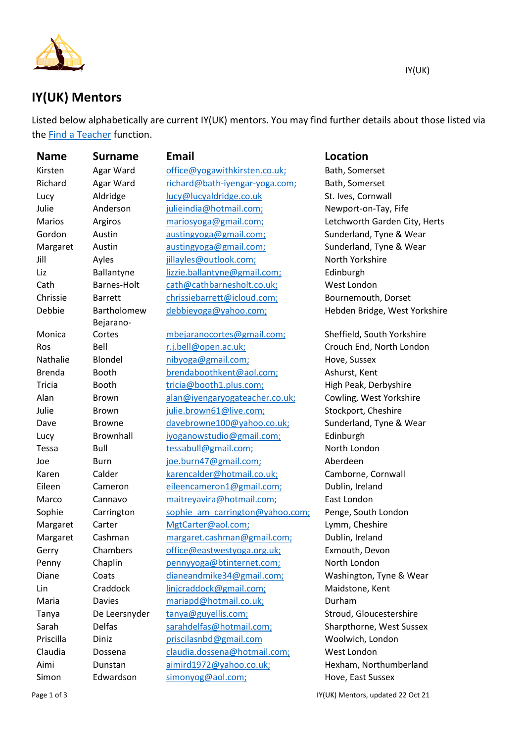# IY(UK) Mentors

Listed below alphabetically are current IY(UK) mentors. You may find further details about those listed via the Find a Teacher function.

| Name | Surname | Email | Location |
|---|---|---|---|
| Kirsten | Agar Ward | office@yogawithkirsten.co.uk; | Bath, Somerset |
| Richard | Agar Ward | richard@bath-iyengar-yoga.com; | Bath, Somerset |
| Lucy | Aldridge | lucy@lucyaldridge.co.uk | St. Ives, Cornwall |
| Julie | Anderson | julieindia@hotmail.com; | Newport-on-Tay, Fife |
| Marios | Argiros | mariosyoga@gmail.com; | Letchworth Garden City, Herts |
| Gordon | Austin | austingyoga@gmail.com; | Sunderland, Tyne & Wear |
| Margaret | Austin | austingyoga@gmail.com; | Sunderland, Tyne & Wear |
| Jill | Ayles | jillayles@outlook.com; | North Yorkshire |
| Liz | Ballantyne | lizzie.ballantyne@gmail.com; | Edinburgh |
| Cath | Barnes-Holt | cath@cathbarnesholt.co.uk; | West London |
| Chrissie | Barrett | chrissiebarrett@icloud.com; | Bournemouth, Dorset |
| Debbie | Bartholomew | debbieyoga@yahoo.com; | Hebden Bridge, West Yorkshire |
| Monica | Bejarano-Cortes | mbejaranocortes@gmail.com; | Sheffield, South Yorkshire |
| Ros | Bell | r.j.bell@open.ac.uk; | Crouch End, North London |
| Nathalie | Blondel | nibyoga@gmail.com; | Hove, Sussex |
| Brenda | Booth | brendaboothkent@aol.com; | Ashurst, Kent |
| Tricia | Booth | tricia@booth1.plus.com; | High Peak, Derbyshire |
| Alan | Brown | alan@iyengaryogateacher.co.uk; | Cowling, West Yorkshire |
| Julie | Brown | julie.brown61@live.com; | Stockport, Cheshire |
| Dave | Browne | davebrowne100@yahoo.co.uk; | Sunderland, Tyne & Wear |
| Lucy | Brownhall | iyoganowstudio@gmail.com; | Edinburgh |
| Tessa | Bull | tessabull@gmail.com; | North London |
| Joe | Burn | joe.burn47@gmail.com; | Aberdeen |
| Karen | Calder | karencalder@hotmail.co.uk; | Camborne, Cornwall |
| Eileen | Cameron | eileencameron1@gmail.com; | Dublin, Ireland |
| Marco | Cannavo | maitreyavira@hotmail.com; | East London |
| Sophie | Carrington | sophie_am_carrington@yahoo.com; | Penge, South London |
| Margaret | Carter | MgtCarter@aol.com; | Lymm, Cheshire |
| Margaret | Cashman | margaret.cashman@gmail.com; | Dublin, Ireland |
| Gerry | Chambers | office@eastwestyoga.org.uk; | Exmouth, Devon |
| Penny | Chaplin | pennyyoga@btinternet.com; | North London |
| Diane | Coats | dianeandmike34@gmail.com; | Washington, Tyne & Wear |
| Lin | Craddock | linjcraddock@gmail.com; | Maidstone, Kent |
| Maria | Davies | mariapd@hotmail.co.uk; | Durham |
| Tanya | De Leersnyder | tanya@guyellis.com; | Stroud, Gloucestershire |
| Sarah | Delfas | sarahdelfas@hotmail.com; | Sharpthorne, West Sussex |
| Priscilla | Diniz | priscilasnbd@gmail.com | Woolwich, London |
| Claudia | Dossena | claudia.dossena@hotmail.com; | West London |
| Aimi | Dunstan | aimird1972@yahoo.co.uk; | Hexham, Northumberland |
| Simon | Edwardson | simonyog@aol.com; | Hove, East Sussex |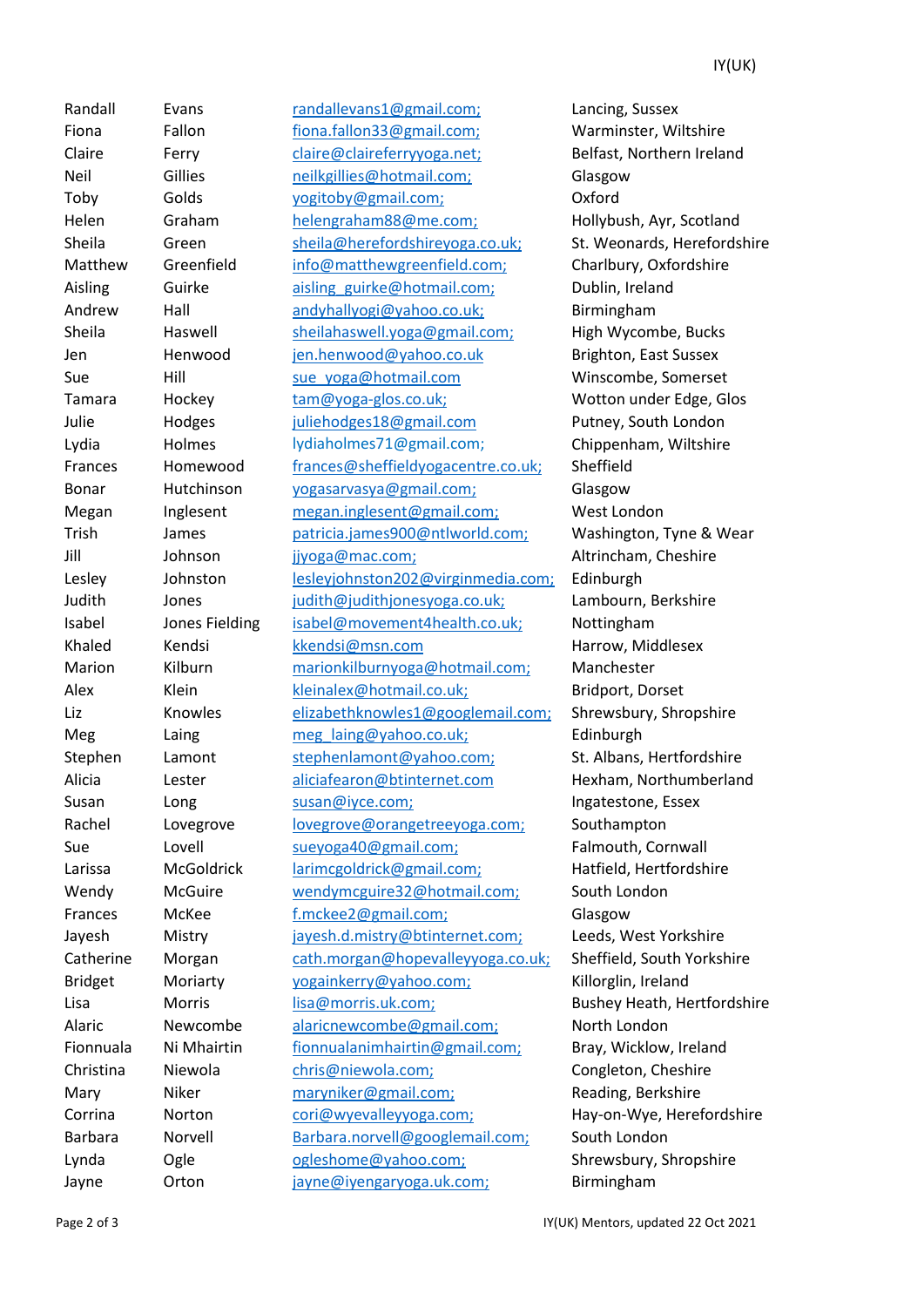| Randall | Evans | randallevans1@gmail.com; | Lancing, Sussex |
|---|---|---|---|
| Fiona | Fallon | fiona.fallon33@gmail.com; | Warminster, Wiltshire |
| Claire | Ferry | claire@claireferryyoga.net; | Belfast, Northern Ireland |
| Neil | Gillies | neilkgillies@hotmail.com; | Glasgow |
| Toby | Golds | yogitoby@gmail.com; | Oxford |
| Helen | Graham | helengraham88@me.com; | Hollybush, Ayr, Scotland |
| Sheila | Green | sheila@herefordshireyoga.co.uk; | St. Weonards, Herefordshire |
| Matthew | Greenfield | info@matthewgreenfield.com; | Charlbury, Oxfordshire |
| Aisling | Guirke | aisling_guirke@hotmail.com; | Dublin, Ireland |
| Andrew | Hall | andyhallyogi@yahoo.co.uk; | Birmingham |
| Sheila | Haswell | sheilahaswell.yoga@gmail.com; | High Wycombe, Bucks |
| Jen | Henwood | jen.henwood@yahoo.co.uk | Brighton, East Sussex |
| Sue | Hill | sue_yoga@hotmail.com | Winscombe, Somerset |
| Tamara | Hockey | tam@yoga-glos.co.uk; | Wotton under Edge, Glos |
| Julie | Hodges | juliehodges18@gmail.com | Putney, South London |
| Lydia | Holmes | lydiaholmes71@gmail.com; | Chippenham, Wiltshire |
| Frances | Homewood | frances@sheffieldyogacentre.co.uk; | Sheffield |
| Bonar | Hutchinson | yogasarvasya@gmail.com; | Glasgow |
| Megan | Inglesent | megan.inglesent@gmail.com; | West London |
| Trish | James | patricia.james900@ntlworld.com; | Washington, Tyne & Wear |
| Jill | Johnson | jjyoga@mac.com; | Altrincham, Cheshire |
| Lesley | Johnston | lesleyjohnston202@virginmedia.com; | Edinburgh |
| Judith | Jones | judith@judithjonesyoga.co.uk; | Lambourn, Berkshire |
| Isabel | Jones Fielding | isabel@movement4health.co.uk; | Nottingham |
| Khaled | Kendsi | kkendsi@msn.com | Harrow, Middlesex |
| Marion | Kilburn | marionkilburnyoga@hotmail.com; | Manchester |
| Alex | Klein | kleinalex@hotmail.co.uk; | Bridport, Dorset |
| Liz | Knowles | elizabethknowles1@googlemail.com; | Shrewsbury, Shropshire |
| Meg | Laing | meg_laing@yahoo.co.uk; | Edinburgh |
| Stephen | Lamont | stephenlamont@yahoo.com; | St. Albans, Hertfordshire |
| Alicia | Lester | aliciafearon@btinternet.com | Hexham, Northumberland |
| Susan | Long | susan@iyce.com; | Ingatestone, Essex |
| Rachel | Lovegrove | lovegrove@orangetreeyoga.com; | Southampton |
| Sue | Lovell | sueyoga40@gmail.com; | Falmouth, Cornwall |
| Larissa | McGoldrick | larimcgoldrick@gmail.com; | Hatfield, Hertfordshire |
| Wendy | McGuire | wendymcguire32@hotmail.com; | South London |
| Frances | McKee | f.mckee2@gmail.com; | Glasgow |
| Jayesh | Mistry | jayesh.d.mistry@btinternet.com; | Leeds, West Yorkshire |
| Catherine | Morgan | cath.morgan@hopevalleyyoga.co.uk; | Sheffield, South Yorkshire |
| Bridget | Moriarty | yogainkerry@yahoo.com; | Killorglin, Ireland |
| Lisa | Morris | lisa@morris.uk.com; | Bushey Heath, Hertfordshire |
| Alaric | Newcombe | alaricnewcombe@gmail.com; | North London |
| Fionnuala | Ni Mhairtin | fionnualanimhairtin@gmail.com; | Bray, Wicklow, Ireland |
| Christina | Niewola | chris@niewola.com; | Congleton, Cheshire |
| Mary | Niker | maryniker@gmail.com; | Reading, Berkshire |
| Corrina | Norton | cori@wyevalleyyoga.com; | Hay-on-Wye, Herefordshire |
| Barbara | Norvell | Barbara.norvell@googlemail.com; | South London |
| Lynda | Ogle | ogleshome@yahoo.com; | Shrewsbury, Shropshire |
| Jayne | Orton | jayne@iyengaryoga.uk.com; | Birmingham |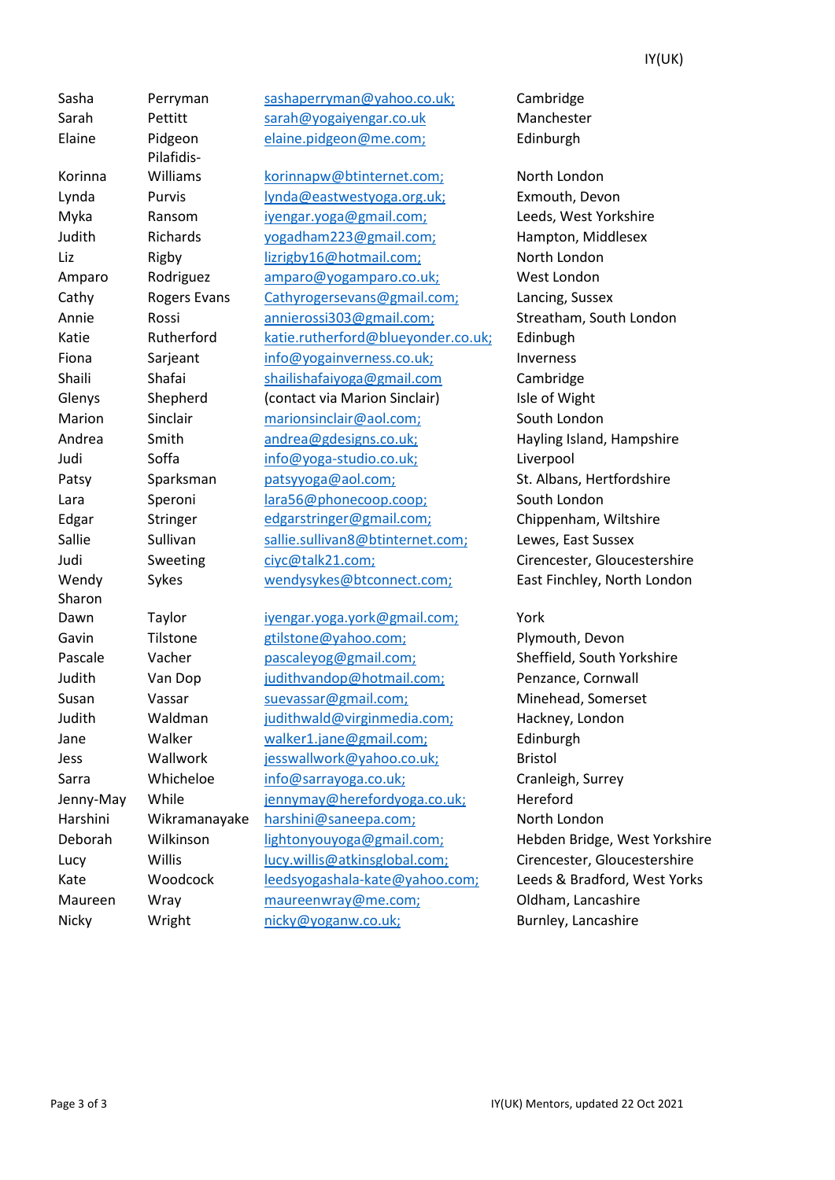| | | | |
|---|---|---|---|
| Sasha | Perryman | sashaperryman@yahoo.co.uk; | Cambridge |
| Sarah | Pettitt | sarah@yogaiyengar.co.uk | Manchester |
| Elaine | Pidgeon | elaine.pidgeon@me.com; | Edinburgh |
| Korinna | Pilafidis-Williams | korinnapw@btinternet.com; | North London |
| Lynda | Purvis | lynda@eastwestyoga.org.uk; | Exmouth, Devon |
| Myka | Ransom | iyengar.yoga@gmail.com; | Leeds, West Yorkshire |
| Judith | Richards | yogadham223@gmail.com; | Hampton, Middlesex |
| Liz | Rigby | lizrigby16@hotmail.com; | North London |
| Amparo | Rodriguez | amparo@yogamparo.co.uk; | West London |
| Cathy | Rogers Evans | Cathyrogersevans@gmail.com; | Lancing, Sussex |
| Annie | Rossi | annierossi303@gmail.com; | Streatham, South London |
| Katie | Rutherford | katie.rutherford@blueyonder.co.uk; | Edinbugh |
| Fiona | Sarjeant | info@yogainverness.co.uk; | Inverness |
| Shaili | Shafai | shailishafaiyoga@gmail.com | Cambridge |
| Glenys | Shepherd | (contact via Marion Sinclair) | Isle of Wight |
| Marion | Sinclair | marionsinclair@aol.com; | South London |
| Andrea | Smith | andrea@gdesigns.co.uk; | Hayling Island, Hampshire |
| Judi | Soffa | info@yoga-studio.co.uk; | Liverpool |
| Patsy | Sparksman | patsyyoga@aol.com; | St. Albans, Hertfordshire |
| Lara | Speroni | lara56@phonecoop.coop; | South London |
| Edgar | Stringer | edgarstringer@gmail.com; | Chippenham, Wiltshire |
| Sallie | Sullivan | sallie.sullivan8@btinternet.com; | Lewes, East Sussex |
| Judi | Sweeting | ciyc@talk21.com; | Cirencester, Gloucestershire |
| Wendy | Sykes | wendysykes@btconnect.com; | East Finchley, North London |
| Sharon Dawn | Taylor | iyengar.yoga.york@gmail.com; | York |
| Gavin | Tilstone | gtilstone@yahoo.com; | Plymouth, Devon |
| Pascale | Vacher | pascaleyog@gmail.com; | Sheffield, South Yorkshire |
| Judith | Van Dop | judithvandop@hotmail.com; | Penzance, Cornwall |
| Susan | Vassar | suevassar@gmail.com; | Minehead, Somerset |
| Judith | Waldman | judithwald@virginmedia.com; | Hackney, London |
| Jane | Walker | walker1.jane@gmail.com; | Edinburgh |
| Jess | Wallwork | jesswallwork@yahoo.co.uk; | Bristol |
| Sarra | Whicheloe | info@sarrayoga.co.uk; | Cranleigh, Surrey |
| Jenny-May | While | jennymay@herefordyoga.co.uk; | Hereford |
| Harshini | Wikramanayake | harshini@saneepa.com; | North London |
| Deborah | Wilkinson | lightonyouyoga@gmail.com; | Hebden Bridge, West Yorkshire |
| Lucy | Willis | lucy.willis@atkinsglobal.com; | Cirencester, Gloucestershire |
| Kate | Woodcock | leedsyogashala-kate@yahoo.com; | Leeds & Bradford, West Yorks |
| Maureen | Wray | maureenwray@me.com; | Oldham, Lancashire |
| Nicky | Wright | nicky@yoganw.co.uk; | Burnley, Lancashire |

IY(UK) Mentors, updated 22 Oct 2021